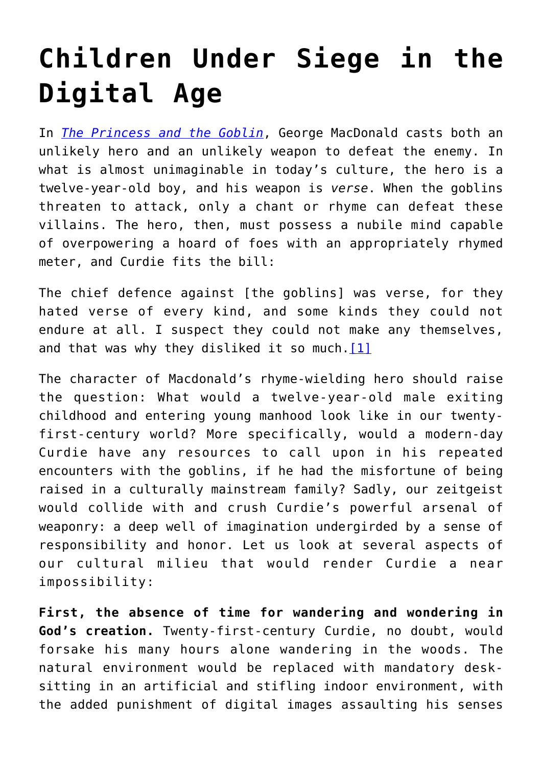# Children Under Siege in the Digital Age

In *The Princess and the Goblin*, George MacDonald casts both an unlikely hero and an unlikely weapon to defeat the enemy. In what is almost unimaginable in today's culture, the hero is a twelve-year-old boy, and his weapon is *verse*. When the goblins threaten to attack, only a chant or rhyme can defeat these villains. The hero, then, must possess a nubile mind capable of overpowering a hoard of foes with an appropriately rhymed meter, and Curdie fits the bill:

The chief defence against [the goblins] was verse, for they hated verse of every kind, and some kinds they could not endure at all. I suspect they could not make any themselves, and that was why they disliked it so much.[1]

The character of Macdonald's rhyme-wielding hero should raise the question: What would a twelve-year-old male exiting childhood and entering young manhood look like in our twenty-first-century world? More specifically, would a modern-day Curdie have any resources to call upon in his repeated encounters with the goblins, if he had the misfortune of being raised in a culturally mainstream family? Sadly, our zeitgeist would collide with and crush Curdie's powerful arsenal of weaponry: a deep well of imagination undergirded by a sense of responsibility and honor. Let us look at several aspects of our cultural milieu that would render Curdie a near impossibility:

**First, the absence of time for wandering and wondering in God's creation.** Twenty-first-century Curdie, no doubt, would forsake his many hours alone wandering in the woods. The natural environment would be replaced with mandatory desk-sitting in an artificial and stifling indoor environment, with the added punishment of digital images assaulting his senses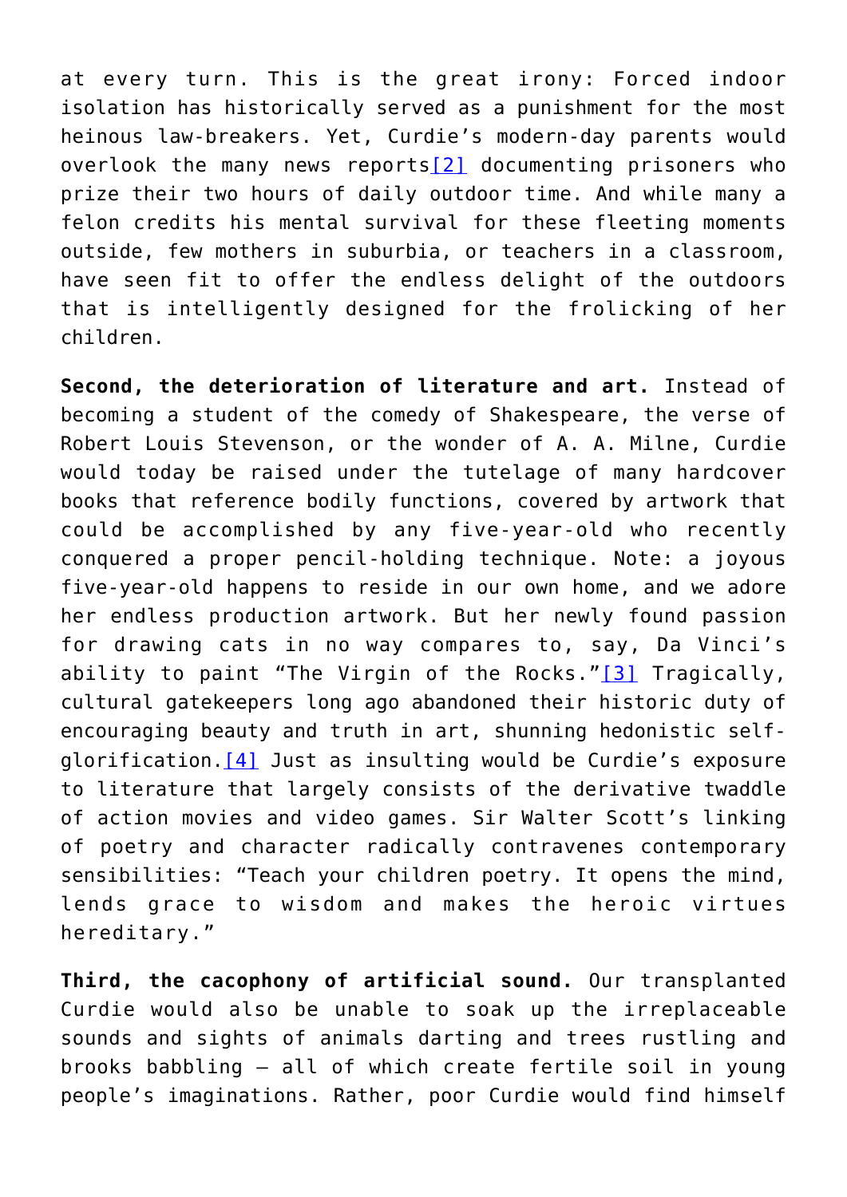at every turn. This is the great irony: Forced indoor isolation has historically served as a punishment for the most heinous law-breakers. Yet, Curdie's modern-day parents would overlook the many news reports[2] documenting prisoners who prize their two hours of daily outdoor time. And while many a felon credits his mental survival for these fleeting moments outside, few mothers in suburbia, or teachers in a classroom, have seen fit to offer the endless delight of the outdoors that is intelligently designed for the frolicking of her children.

**Second, the deterioration of literature and art.** Instead of becoming a student of the comedy of Shakespeare, the verse of Robert Louis Stevenson, or the wonder of A. A. Milne, Curdie would today be raised under the tutelage of many hardcover books that reference bodily functions, covered by artwork that could be accomplished by any five-year-old who recently conquered a proper pencil-holding technique. Note: a joyous five-year-old happens to reside in our own home, and we adore her endless production artwork. But her newly found passion for drawing cats in no way compares to, say, Da Vinci's ability to paint "The Virgin of the Rocks."[3] Tragically, cultural gatekeepers long ago abandoned their historic duty of encouraging beauty and truth in art, shunning hedonistic self-glorification.[4] Just as insulting would be Curdie's exposure to literature that largely consists of the derivative twaddle of action movies and video games. Sir Walter Scott's linking of poetry and character radically contravenes contemporary sensibilities: "Teach your children poetry. It opens the mind, lends grace to wisdom and makes the heroic virtues hereditary."

**Third, the cacophony of artificial sound.** Our transplanted Curdie would also be unable to soak up the irreplaceable sounds and sights of animals darting and trees rustling and brooks babbling – all of which create fertile soil in young people's imaginations. Rather, poor Curdie would find himself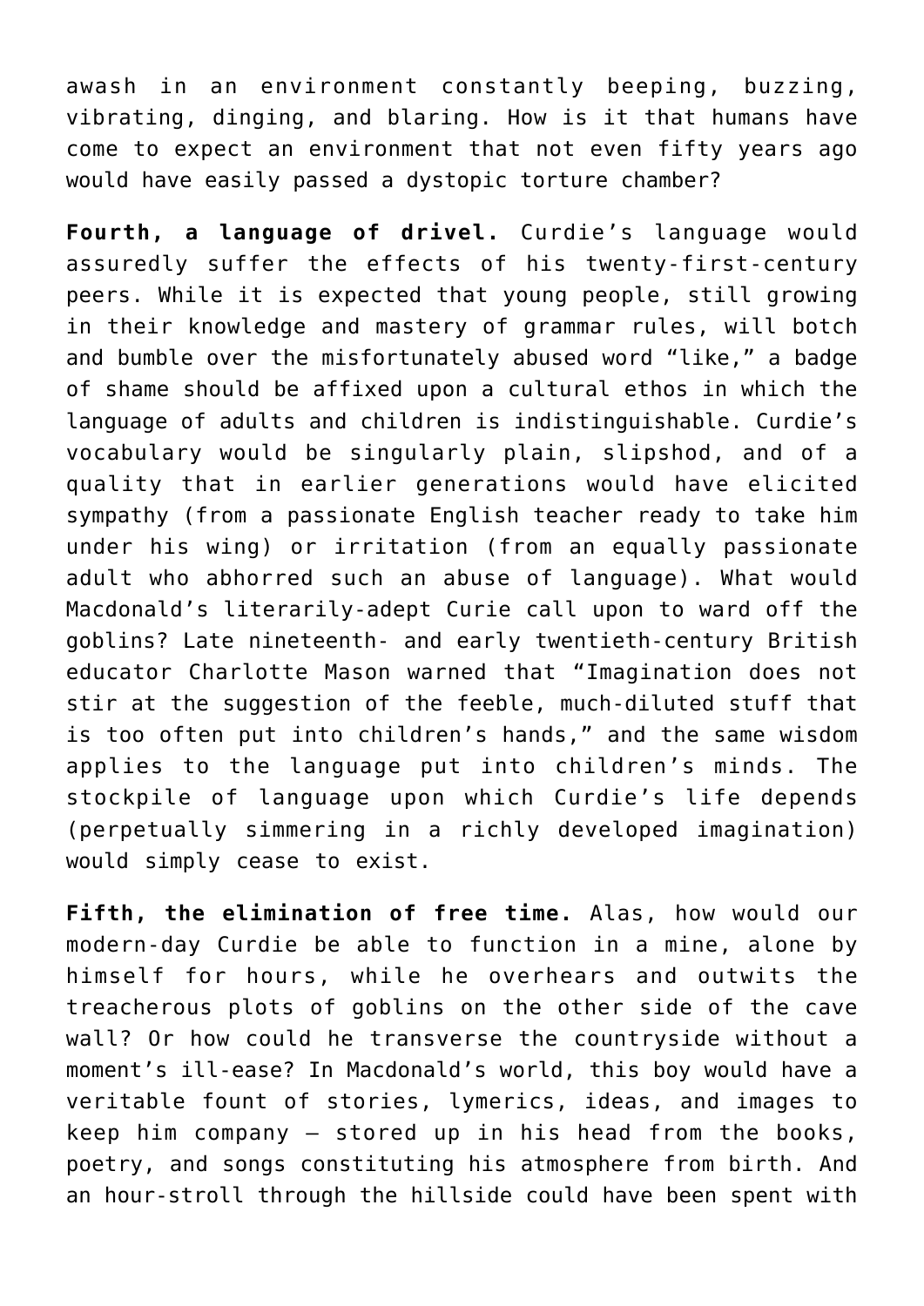awash in an environment constantly beeping, buzzing, vibrating, dinging, and blaring. How is it that humans have come to expect an environment that not even fifty years ago would have easily passed a dystopic torture chamber?

**Fourth, a language of drivel.** Curdie's language would assuredly suffer the effects of his twenty-first-century peers. While it is expected that young people, still growing in their knowledge and mastery of grammar rules, will botch and bumble over the misfortunately abused word "like," a badge of shame should be affixed upon a cultural ethos in which the language of adults and children is indistinguishable. Curdie's vocabulary would be singularly plain, slipshod, and of a quality that in earlier generations would have elicited sympathy (from a passionate English teacher ready to take him under his wing) or irritation (from an equally passionate adult who abhorred such an abuse of language). What would Macdonald's literarily-adept Curie call upon to ward off the goblins? Late nineteenth- and early twentieth-century British educator Charlotte Mason warned that "Imagination does not stir at the suggestion of the feeble, much-diluted stuff that is too often put into children's hands," and the same wisdom applies to the language put into children's minds. The stockpile of language upon which Curdie's life depends (perpetually simmering in a richly developed imagination) would simply cease to exist.

**Fifth, the elimination of free time.** Alas, how would our modern-day Curdie be able to function in a mine, alone by himself for hours, while he overhears and outwits the treacherous plots of goblins on the other side of the cave wall? Or how could he transverse the countryside without a moment's ill-ease? In Macdonald's world, this boy would have a veritable fount of stories, lymerics, ideas, and images to keep him company – stored up in his head from the books, poetry, and songs constituting his atmosphere from birth. And an hour-stroll through the hillside could have been spent with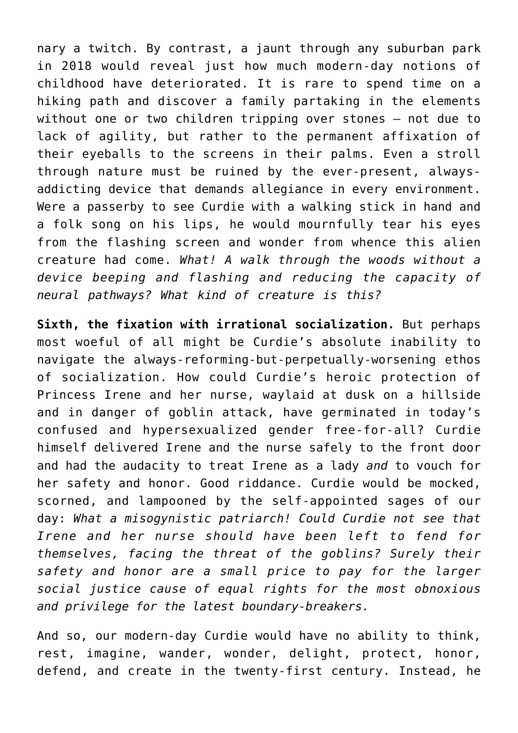nary a twitch. By contrast, a jaunt through any suburban park in 2018 would reveal just how much modern-day notions of childhood have deteriorated. It is rare to spend time on a hiking path and discover a family partaking in the elements without one or two children tripping over stones — not due to lack of agility, but rather to the permanent affixation of their eyeballs to the screens in their palms. Even a stroll through nature must be ruined by the ever-present, always-addicting device that demands allegiance in every environment. Were a passerby to see Curdie with a walking stick in hand and a folk song on his lips, he would mournfully tear his eyes from the flashing screen and wonder from whence this alien creature had come. *What! A walk through the woods without a device beeping and flashing and reducing the capacity of neural pathways? What kind of creature is this?*

**Sixth, the fixation with irrational socialization.** But perhaps most woeful of all might be Curdie's absolute inability to navigate the always-reforming-but-perpetually-worsening ethos of socialization. How could Curdie's heroic protection of Princess Irene and her nurse, waylaid at dusk on a hillside and in danger of goblin attack, have germinated in today's confused and hypersexualized gender free-for-all? Curdie himself delivered Irene and the nurse safely to the front door and had the audacity to treat Irene as a lady *and* to vouch for her safety and honor. Good riddance. Curdie would be mocked, scorned, and lampooned by the self-appointed sages of our day: *What a misogynistic patriarch! Could Curdie not see that Irene and her nurse should have been left to fend for themselves, facing the threat of the goblins? Surely their safety and honor are a small price to pay for the larger social justice cause of equal rights for the most obnoxious and privilege for the latest boundary-breakers.*

And so, our modern-day Curdie would have no ability to think, rest, imagine, wander, wonder, delight, protect, honor, defend, and create in the twenty-first century. Instead, he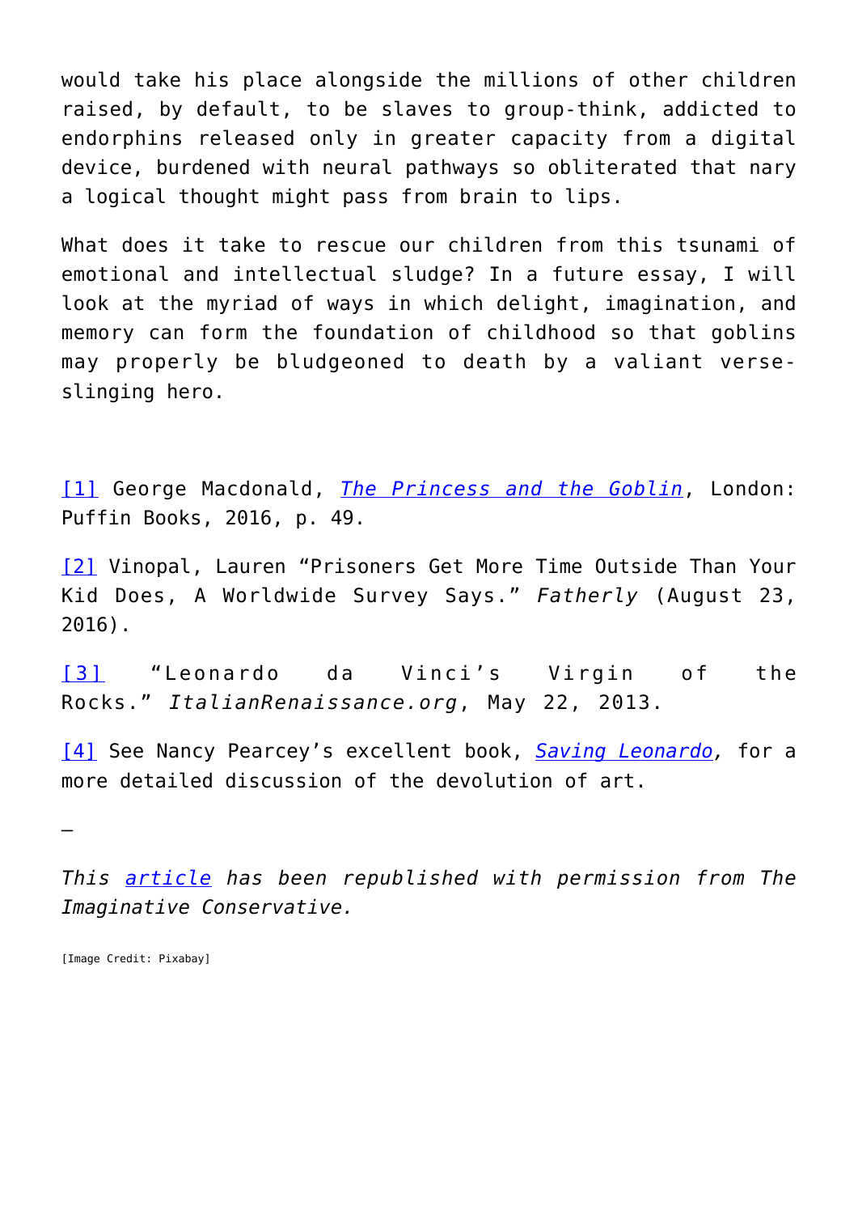would take his place alongside the millions of other children raised, by default, to be slaves to group-think, addicted to endorphins released only in greater capacity from a digital device, burdened with neural pathways so obliterated that nary a logical thought might pass from brain to lips.

What does it take to rescue our children from this tsunami of emotional and intellectual sludge? In a future essay, I will look at the myriad of ways in which delight, imagination, and memory can form the foundation of childhood so that goblins may properly be bludgeoned to death by a valiant verse-slinging hero.

[1] George Macdonald, *The Princess and the Goblin*, London: Puffin Books, 2016, p. 49.

[2] Vinopal, Lauren "Prisoners Get More Time Outside Than Your Kid Does, A Worldwide Survey Says." *Fatherly* (August 23, 2016).

[3] "Leonardo da Vinci's Virgin of the Rocks." *ItalianRenaissance.org*, May 22, 2013.

[4] See Nancy Pearcey's excellent book, *Saving Leonardo,* for a more detailed discussion of the devolution of art.

—

*This article has been republished with permission from The Imaginative Conservative.*

[Image Credit: Pixabay]